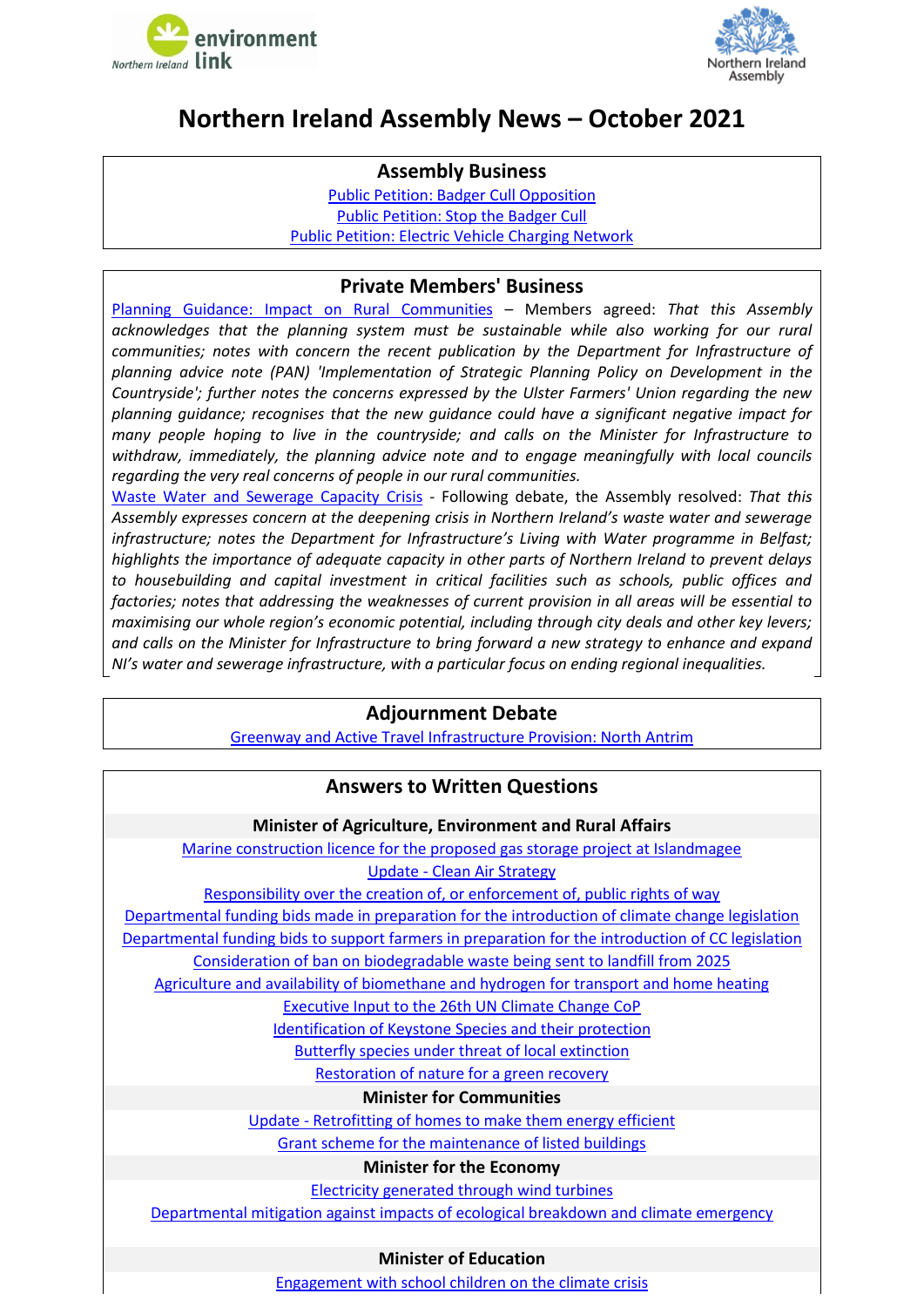# Northern Ireland Assembly News – October 2021

## Assembly Business

Public Petition: Badger Cull Opposition

Public Petition: Stop the Badger Cull

Public Petition: Electric Vehicle Charging Network

## Private Members' Business

Planning Guidance: Impact on Rural Communities – Members agreed: *That this Assembly acknowledges that the planning system must be sustainable while also working for our rural communities; notes with concern the recent publication by the Department for Infrastructure of planning advice note (PAN) 'Implementation of Strategic Planning Policy on Development in the Countryside'; further notes the concerns expressed by the Ulster Farmers' Union regarding the new planning guidance; recognises that the new guidance could have a significant negative impact for many people hoping to live in the countryside; and calls on the Minister for Infrastructure to withdraw, immediately, the planning advice note and to engage meaningfully with local councils regarding the very real concerns of people in our rural communities.*

Waste Water and Sewerage Capacity Crisis - Following debate, the Assembly resolved: *That this Assembly expresses concern at the deepening crisis in Northern Ireland's waste water and sewerage infrastructure; notes the Department for Infrastructure's Living with Water programme in Belfast; highlights the importance of adequate capacity in other parts of Northern Ireland to prevent delays to housebuilding and capital investment in critical facilities such as schools, public offices and factories; notes that addressing the weaknesses of current provision in all areas will be essential to maximising our whole region's economic potential, including through city deals and other key levers; and calls on the Minister for Infrastructure to bring forward a new strategy to enhance and expand NI's water and sewerage infrastructure, with a particular focus on ending regional inequalities.*

## Adjournment Debate

Greenway and Active Travel Infrastructure Provision: North Antrim

## Answers to Written Questions

### Minister of Agriculture, Environment and Rural Affairs

Marine construction licence for the proposed gas storage project at Islandmagee

Update - Clean Air Strategy

Responsibility over the creation of, or enforcement of, public rights of way

Departmental funding bids made in preparation for the introduction of climate change legislation

Departmental funding bids to support farmers in preparation for the introduction of CC legislation

Consideration of ban on biodegradable waste being sent to landfill from 2025

Agriculture and availability of biomethane and hydrogen for transport and home heating

Executive Input to the 26th UN Climate Change CoP

Identification of Keystone Species and their protection

Butterfly species under threat of local extinction

Restoration of nature for a green recovery

### Minister for Communities

Update - Retrofitting of homes to make them energy efficient

Grant scheme for the maintenance of listed buildings

### Minister for the Economy

Electricity generated through wind turbines

Departmental mitigation against impacts of ecological breakdown and climate emergency

### Minister of Education

Engagement with school children on the climate crisis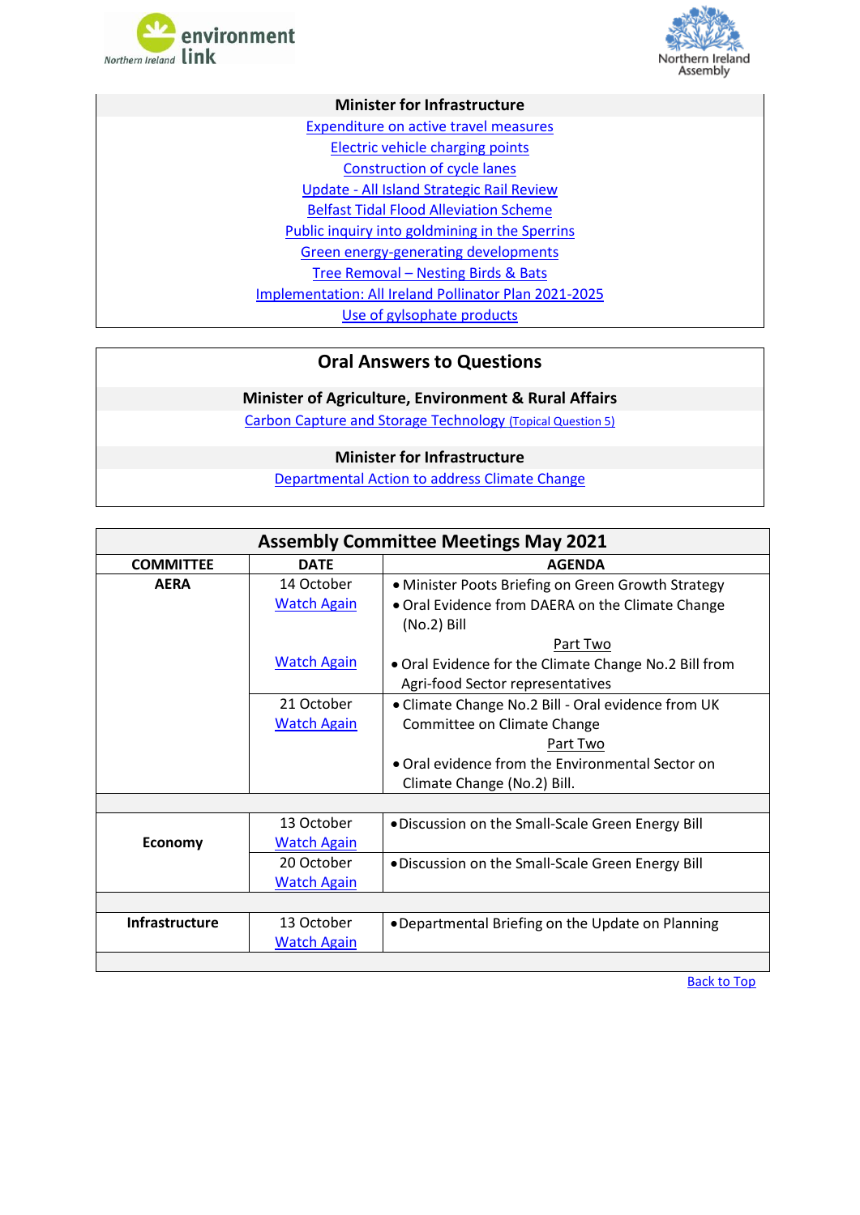### Minister for Infrastructure

Expenditure on active travel measures
Electric vehicle charging points
Construction of cycle lanes
Update - All Island Strategic Rail Review
Belfast Tidal Flood Alleviation Scheme
Public inquiry into goldmining in the Sperrins
Green energy-generating developments
Tree Removal – Nesting Birds & Bats
Implementation: All Ireland Pollinator Plan 2021-2025
Use of gylsophate products

## Oral Answers to Questions

### Minister of Agriculture, Environment & Rural Affairs

Carbon Capture and Storage Technology (Topical Question 5)

### Minister for Infrastructure

Departmental Action to address Climate Change

## Assembly Committee Meetings May 2021

| COMMITTEE | DATE | AGENDA |
|---|---|---|
| AERA | 14 October<br>Watch Again<br><br>Watch Again | • Minister Poots Briefing on Green Growth Strategy<br>• Oral Evidence from DAERA on the Climate Change (No.2) Bill<br>Part Two<br>• Oral Evidence for the Climate Change No.2 Bill from Agri-food Sector representatives |
| | 21 October<br>Watch Again | • Climate Change No.2 Bill - Oral evidence from UK Committee on Climate Change<br>Part Two<br>• Oral evidence from the Environmental Sector on Climate Change (No.2) Bill. |
| | | |
| Economy | 13 October<br>Watch Again | • Discussion on the Small-Scale Green Energy Bill |
| | 20 October<br>Watch Again | • Discussion on the Small-Scale Green Energy Bill |
| | | |
| Infrastructure | 13 October<br>Watch Again | • Departmental Briefing on the Update on Planning |

Back to Top